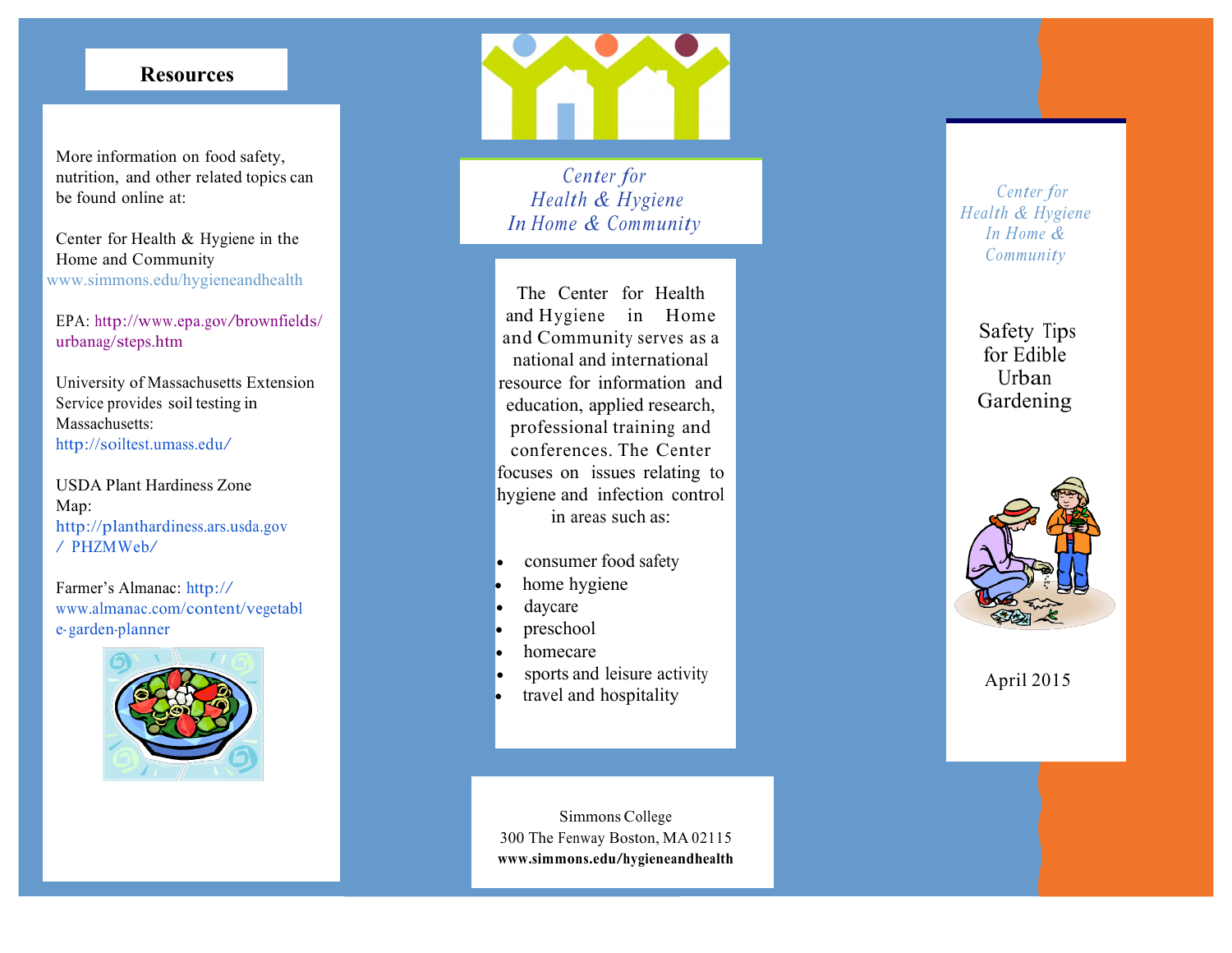## Resources

More information on food safety, nutrition, and other related topics can be found online at:

Center for Health & Hygiene in the Home and Community
www.simmons.edu/hygieneandhealth

EPA: http://www.epa.gov/brownfields/urbanag/steps.htm

University of Massachusetts Extension Service provides soil testing in Massachusetts:
http://soiltest.umass.edu/

USDA Plant Hardiness Zone Map:
http://planthardiness.ars.usda.gov/PHZMWeb/

Farmer's Almanac: http://www.almanac.com/content/vegetable-garden-planner

*Center for Health & Hygiene In Home & Community*

The Center for Health and Hygiene in Home and Community serves as a national and international resource for information and education, applied research, professional training and conferences. The Center focuses on issues relating to hygiene and infection control in areas such as:

- consumer food safety
- home hygiene
- daycare
- preschool
- homecare
- sports and leisure activity
- travel and hospitality

Simmons College
300 The Fenway Boston, MA 02115
**www.simmons.edu/hygieneandhealth**

*Center for Health & Hygiene In Home & Community*

# Safety Tips for Edible Urban Gardening

April 2015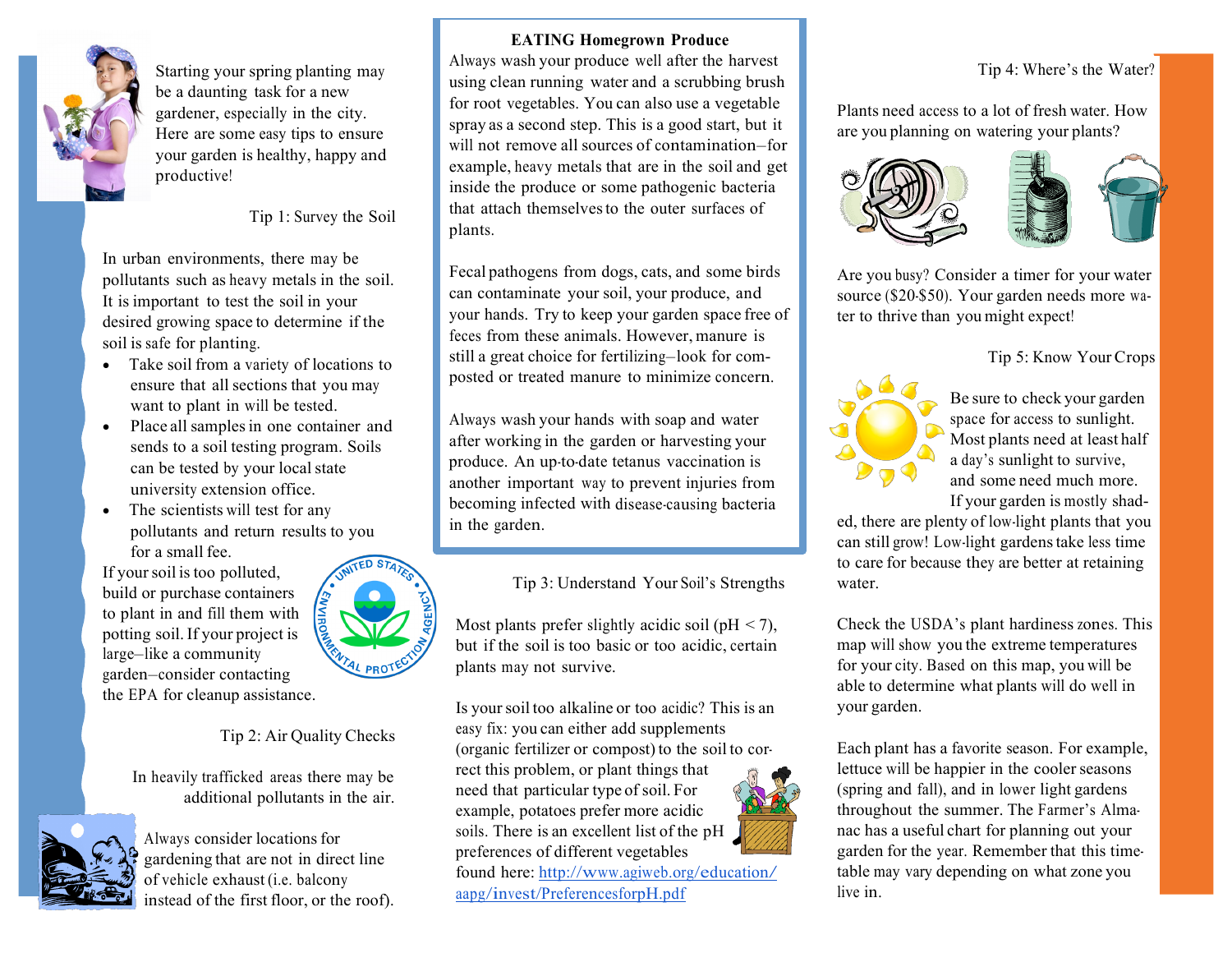Starting your spring planting may be a daunting task for a new gardener, especially in the city. Here are some easy tips to ensure your garden is healthy, happy and productive!

## Tip 1: Survey the Soil

In urban environments, there may be pollutants such as heavy metals in the soil. It is important to test the soil in your desired growing space to determine if the soil is safe for planting.

- Take soil from a variety of locations to ensure that all sections that you may want to plant in will be tested.
- Place all samples in one container and sends to a soil testing program. Soils can be tested by your local state university extension office.
- The scientists will test for any pollutants and return results to you for a small fee.

If your soil is too polluted, build or purchase containers to plant in and fill them with potting soil. If your project is large–like a community garden–consider contacting the EPA for cleanup assistance.

## Tip 2: Air Quality Checks

In heavily trafficked areas there may be additional pollutants in the air.

Always consider locations for gardening that are not in direct line of vehicle exhaust (i.e. balcony instead of the first floor, or the roof).

## EATING Homegrown Produce

Always wash your produce well after the harvest using clean running water and a scrubbing brush for root vegetables. You can also use a vegetable spray as a second step. This is a good start, but it will not remove all sources of contamination–for example, heavy metals that are in the soil and get inside the produce or some pathogenic bacteria that attach themselves to the outer surfaces of plants.

Fecal pathogens from dogs, cats, and some birds can contaminate your soil, your produce, and your hands. Try to keep your garden space free of feces from these animals. However, manure is still a great choice for fertilizing–look for composted or treated manure to minimize concern.

Always wash your hands with soap and water after working in the garden or harvesting your produce. An up-to-date tetanus vaccination is another important way to prevent injuries from becoming infected with disease-causing bacteria in the garden.

## Tip 3: Understand Your Soil's Strengths

Most plants prefer slightly acidic soil (pH < 7), but if the soil is too basic or too acidic, certain plants may not survive.

Is your soil too alkaline or too acidic? This is an easy fix: you can either add supplements (organic fertilizer or compost) to the soil to correct this problem, or plant things that need that particular type of soil. For example, potatoes prefer more acidic soils. There is an excellent list of the pH preferences of different vegetables found here: http://www.agiweb.org/education/aapg/invest/PreferencesforpH.pdf

## Tip 4: Where's the Water?

Plants need access to a lot of fresh water. How are you planning on watering your plants?

Are you busy? Consider a timer for your water source ($20-$50). Your garden needs more water to thrive than you might expect!

## Tip 5: Know Your Crops

Be sure to check your garden space for access to sunlight. Most plants need at least half a day's sunlight to survive, and some need much more. If your garden is mostly shaded, there are plenty of low-light plants that you can still grow! Low-light gardens take less time to care for because they are better at retaining water.

Check the USDA's plant hardiness zones. This map will show you the extreme temperatures for your city. Based on this map, you will be able to determine what plants will do well in your garden.

Each plant has a favorite season. For example, lettuce will be happier in the cooler seasons (spring and fall), and in lower light gardens throughout the summer. The Farmer's Almanac has a useful chart for planning out your garden for the year. Remember that this timetable may vary depending on what zone you live in.